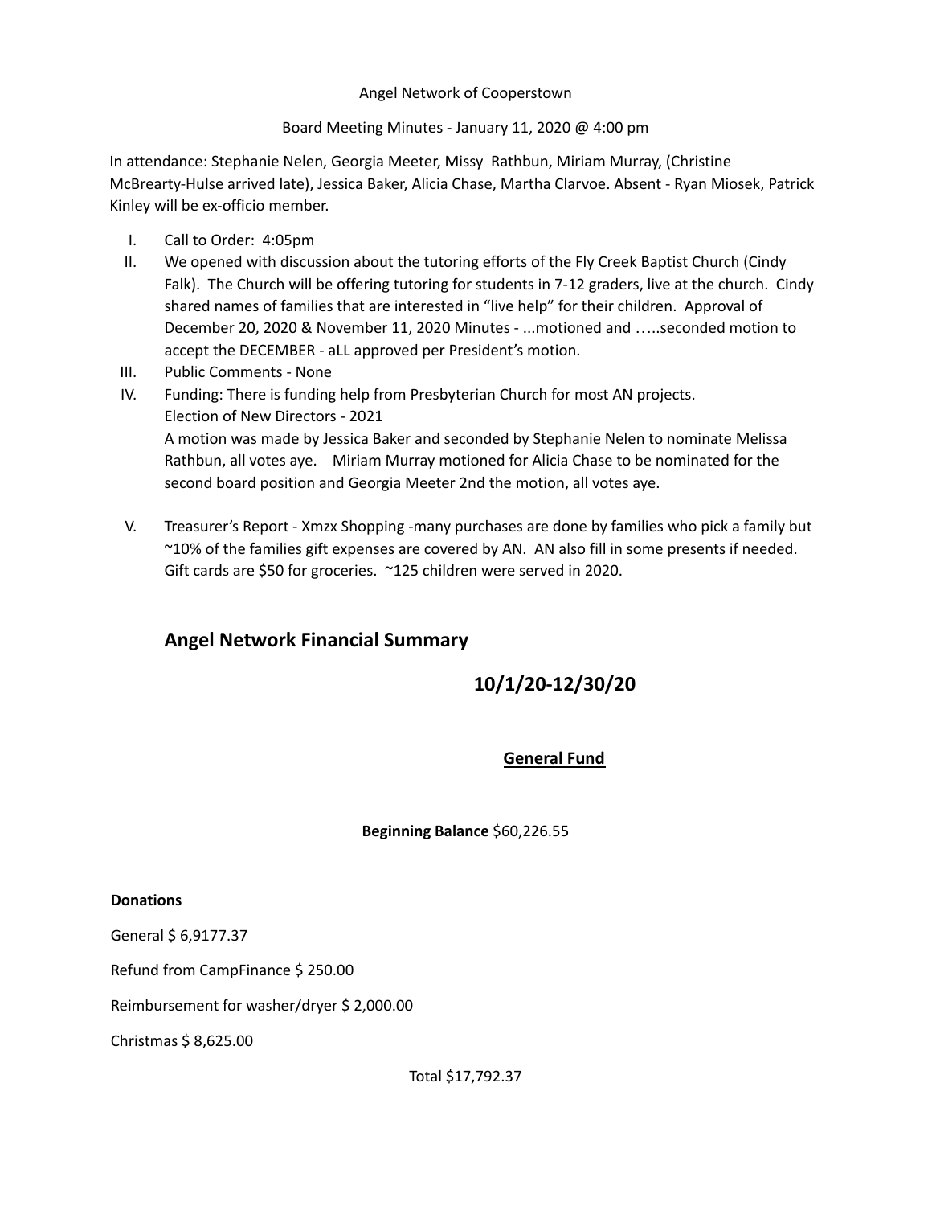Angel Network of Cooperstown

Board Meeting Minutes - January 11, 2020 @ 4:00 pm

In attendance: Stephanie Nelen, Georgia Meeter, Missy Rathbun, Miriam Murray, (Christine McBrearty-Hulse arrived late), Jessica Baker, Alicia Chase, Martha Clarvoe. Absent - Ryan Miosek, Patrick Kinley will be ex-officio member.

I. Call to Order: 4:05pm
II. We opened with discussion about the tutoring efforts of the Fly Creek Baptist Church (Cindy Falk). The Church will be offering tutoring for students in 7-12 graders, live at the church. Cindy shared names of families that are interested in "live help" for their children. Approval of December 20, 2020 & November 11, 2020 Minutes - ...motioned and …..seconded motion to accept the DECEMBER - aLL approved per President's motion.
III. Public Comments - None
IV. Funding: There is funding help from Presbyterian Church for most AN projects.
   Election of New Directors - 2021
   A motion was made by Jessica Baker and seconded by Stephanie Nelen to nominate Melissa Rathbun, all votes aye. Miriam Murray motioned for Alicia Chase to be nominated for the second board position and Georgia Meeter 2nd the motion, all votes aye.

V. Treasurer's Report - Xmzx Shopping -many purchases are done by families who pick a family but ~10% of the families gift expenses are covered by AN. AN also fill in some presents if needed. Gift cards are $50 for groceries. ~125 children were served in 2020.

## Angel Network Financial Summary

## 10/1/20-12/30/20

**General Fund**

**Beginning Balance** $60,226.55

**Donations**

General $ 6,9177.37

Refund from CampFinance $ 250.00

Reimbursement for washer/dryer $ 2,000.00

Christmas $ 8,625.00

Total $17,792.37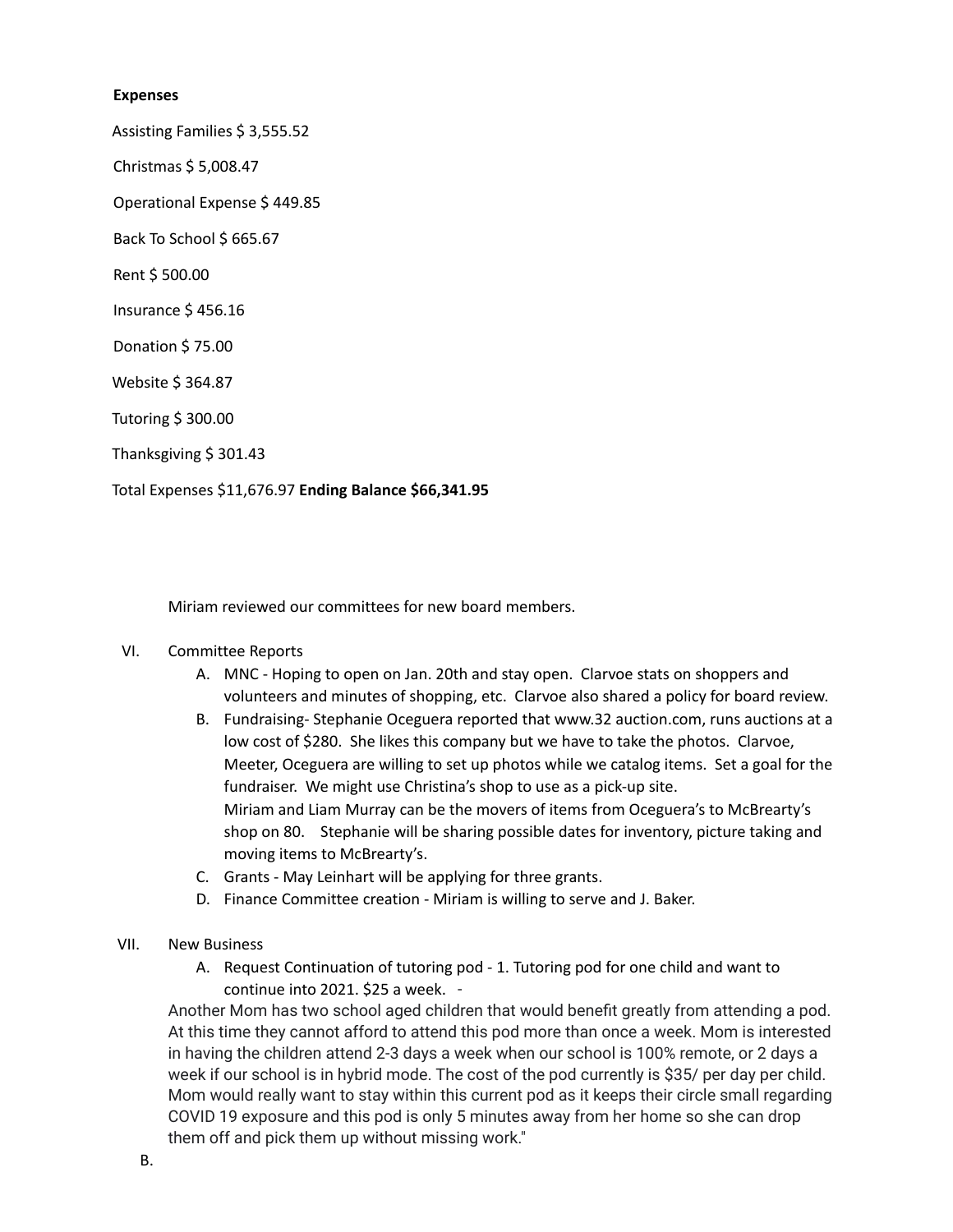**Expenses**

Assisting Families $ 3,555.52

Christmas $ 5,008.47

Operational Expense $ 449.85

Back To School $ 665.67

Rent $ 500.00

Insurance $ 456.16

Donation $ 75.00

Website $ 364.87

Tutoring $ 300.00

Thanksgiving $ 301.43

Total Expenses $11,676.97 **Ending Balance $66,341.95**

Miriam reviewed our committees for new board members.

VI. Committee Reports

   A. MNC - Hoping to open on Jan. 20th and stay open. Clarvoe stats on shoppers and volunteers and minutes of shopping, etc. Clarvoe also shared a policy for board review.

   B. Fundraising- Stephanie Oceguera reported that www.32 auction.com, runs auctions at a low cost of $280. She likes this company but we have to take the photos. Clarvoe, Meeter, Oceguera are willing to set up photos while we catalog items. Set a goal for the fundraiser. We might use Christina's shop to use as a pick-up site.
   Miriam and Liam Murray can be the movers of items from Oceguera's to McBrearty's shop on 80. Stephanie will be sharing possible dates for inventory, picture taking and moving items to McBrearty's.

   C. Grants - May Leinhart will be applying for three grants.

   D. Finance Committee creation - Miriam is willing to serve and J. Baker.

VII. New Business

   A. Request Continuation of tutoring pod - 1. Tutoring pod for one child and want to continue into 2021. $25 a week. -

   Another Mom has two school aged children that would benefit greatly from attending a pod. At this time they cannot afford to attend this pod more than once a week. Mom is interested in having the children attend 2-3 days a week when our school is 100% remote, or 2 days a week if our school is in hybrid mode. The cost of the pod currently is $35/ per day per child. Mom would really want to stay within this current pod as it keeps their circle small regarding COVID 19 exposure and this pod is only 5 minutes away from her home so she can drop them off and pick them up without missing work."

   B.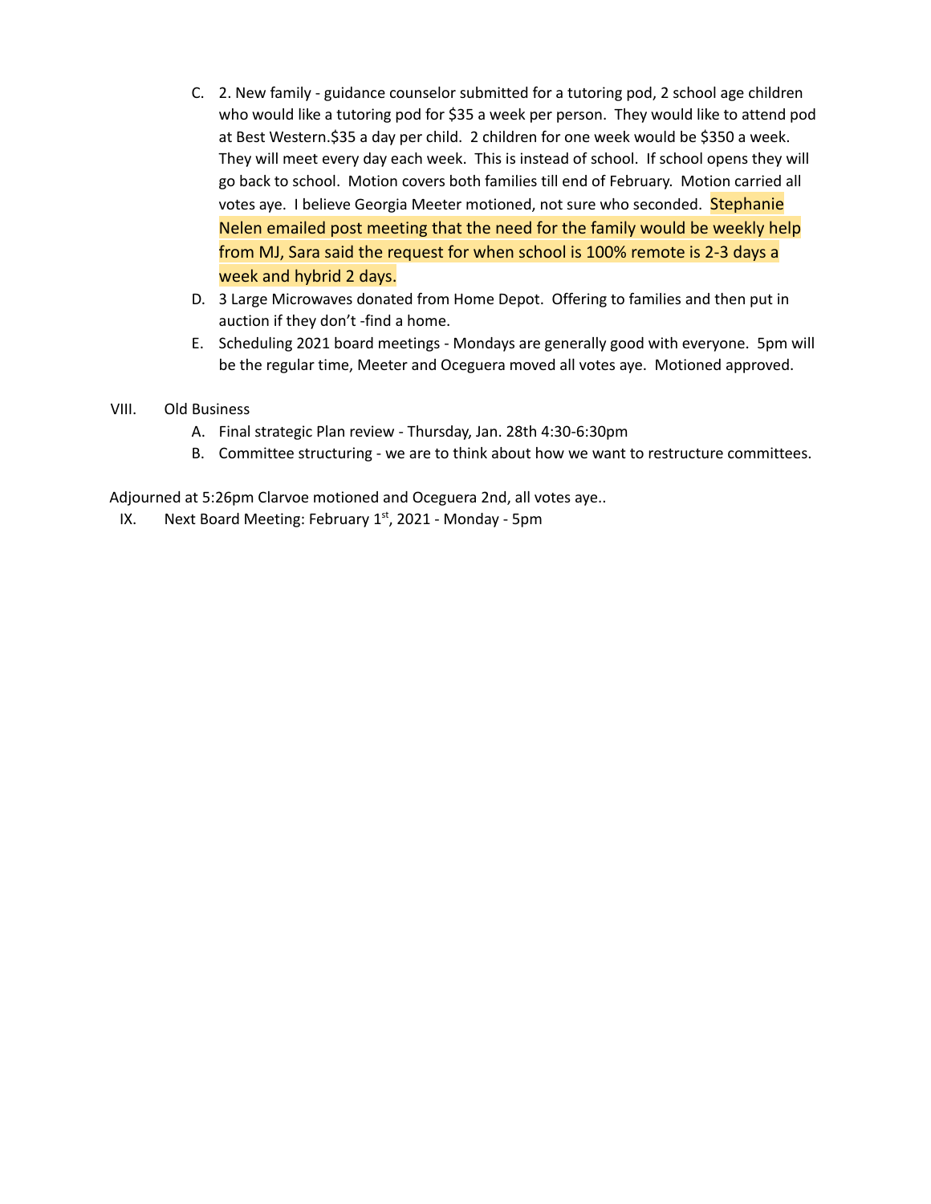C. 2. New family - guidance counselor submitted for a tutoring pod, 2 school age children who would like a tutoring pod for $35 a week per person. They would like to attend pod at Best Western.$35 a day per child. 2 children for one week would be $350 a week. They will meet every day each week. This is instead of school. If school opens they will go back to school. Motion covers both families till end of February. Motion carried all votes aye. I believe Georgia Meeter motioned, not sure who seconded. Stephanie Nelen emailed post meeting that the need for the family would be weekly help from MJ, Sara said the request for when school is 100% remote is 2-3 days a week and hybrid 2 days.

D. 3 Large Microwaves donated from Home Depot. Offering to families and then put in auction if they don't -find a home.

E. Scheduling 2021 board meetings - Mondays are generally good with everyone. 5pm will be the regular time, Meeter and Oceguera moved all votes aye. Motioned approved.

VIII. Old Business

A. Final strategic Plan review - Thursday, Jan. 28th 4:30-6:30pm

B. Committee structuring - we are to think about how we want to restructure committees.

Adjourned at 5:26pm Clarvoe motioned and Oceguera 2nd, all votes aye..

IX. Next Board Meeting: February 1st, 2021 - Monday - 5pm